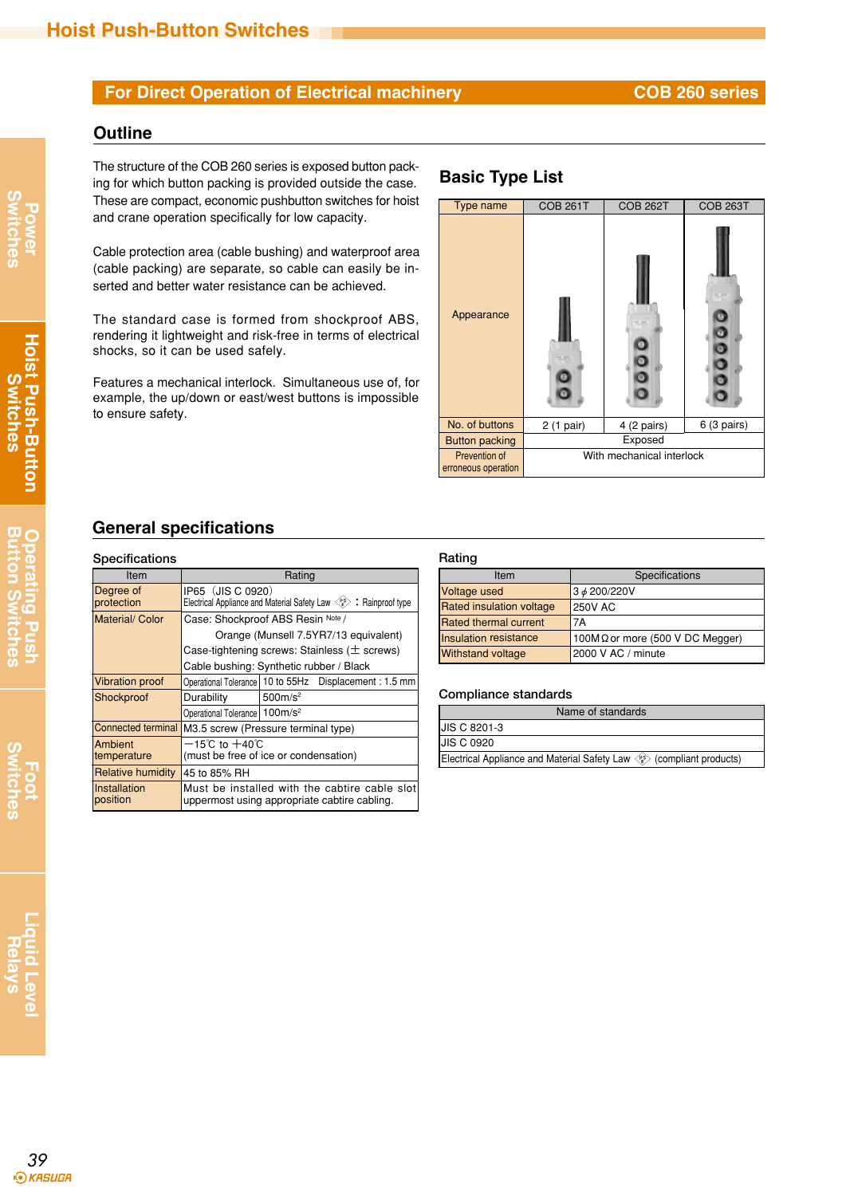# Hoist Push-Button Switches

## For Direct Operation of Electrical machinery — COB 260 series

### Outline

The structure of the COB 260 series is exposed button packing for which button packing is provided outside the case. These are compact, economic pushbutton switches for hoist and crane operation specifically for low capacity.

Cable protection area (cable bushing) and waterproof area (cable packing) are separate, so cable can easily be inserted and better water resistance can be achieved.

The standard case is formed from shockproof ABS, rendering it lightweight and risk-free in terms of electrical shocks, so it can be used safely.

Features a mechanical interlock. Simultaneous use of, for example, the up/down or east/west buttons is impossible to ensure safety.

### Basic Type List

| Type name | COB 261T | COB 262T | COB 263T |
|---|---|---|---|
| Appearance | | | |
| No. of buttons | 2 (1 pair) | 4 (2 pairs) | 6 (3 pairs) |
| Button packing | Exposed | | |
| Prevention of erroneous operation | With mechanical interlock | | |

### General specifications

#### Specifications

| Item | Rating | |
|---|---|---|
| Degree of protection | IP65 (JIS C 0920) Electrical Appliance and Material Safety Law ⟨PS⟩ : Rainproof type | |
| Material/ Color | Case: Shockproof ABS Resin Note / Orange (Munsell 7.5YR7/13 equivalent) Case-tightening screws: Stainless (± screws) Cable bushing: Synthetic rubber / Black | |
| Vibration proof | Operational Tolerance | 10 to 55Hz Displacement : 1.5 mm |
| Shockproof | Durability | 500m/s² |
| | Operational Tolerance | 100m/s² |
| Connected terminal | M3.5 screw (Pressure terminal type) | |
| Ambient temperature | −15℃ to +40℃ (must be free of ice or condensation) | |
| Relative humidity | 45 to 85% RH | |
| Installation position | Must be installed with the cabtire cable slot uppermost using appropriate cabtire cabling. | |

#### Rating

| Item | Specifications |
|---|---|
| Voltage used | 3 $\phi$ 200/220V |
| Rated insulation voltage | 250V AC |
| Rated thermal current | 7A |
| Insulation resistance | 100MΩ or more (500 V DC Megger) |
| Withstand voltage | 2000 V AC / minute |

#### Compliance standards

| Name of standards |
|---|
| JIS C 8201-3 |
| JIS C 0920 |
| Electrical Appliance and Material Safety Law ⟨PS⟩ (compliant products) |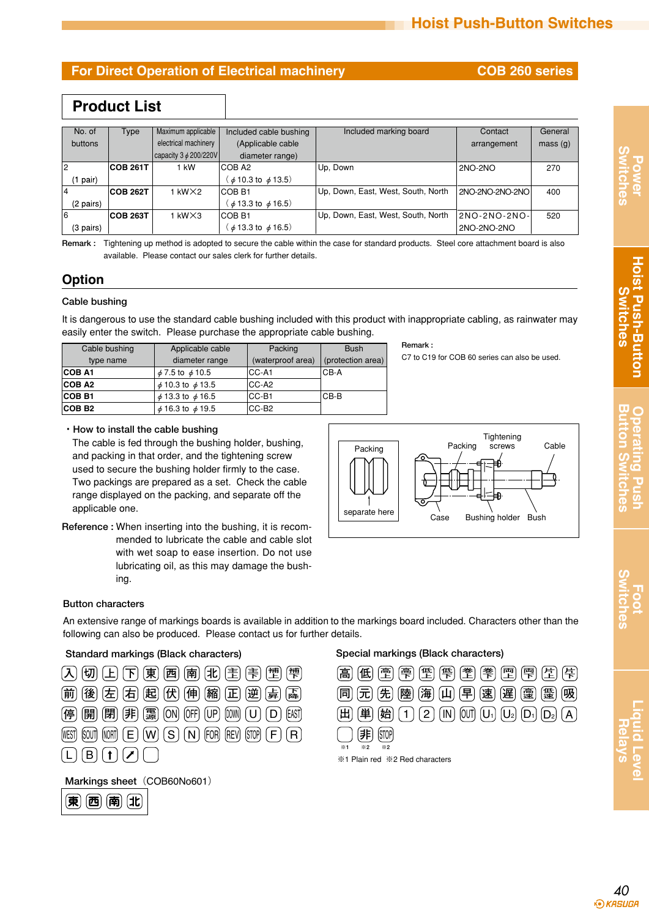## For Direct Operation of Electrical machinery — COB 260 series

# Product List

| No. of buttons | Type | Maximum applicable electrical machinery capacity 3 ϕ 200/220V | Included cable bushing (Applicable cable diameter range) | Included marking board | Contact arrangement | General mass (g) |
|---|---|---|---|---|---|---|
| 2 (1 pair) | **COB 261T** | 1 kW | COB A2 (ϕ10.3 to ϕ13.5) | Up, Down | 2NO-2NO | 270 |
| 4 (2 pairs) | **COB 262T** | 1 kW×2 | COB B1 (ϕ13.3 to ϕ16.5) | Up, Down, East, West, South, North | 2NO-2NO-2NO-2NO | 400 |
| 6 (3 pairs) | **COB 263T** | 1 kW×3 | COB B1 (ϕ13.3 to ϕ16.5) | Up, Down, East, West, South, North | 2NO-2NO-2NO-2NO-2NO-2NO | 520 |

**Remark :** Tightening up method is adopted to secure the cable within the case for standard products. Steel core attachment board is also available. Please contact our sales clerk for further details.

## Option

### Cable bushing

It is dangerous to use the standard cable bushing included with this product with inappropriate cabling, as rainwater may easily enter the switch. Please purchase the appropriate cable bushing.

| Cable bushing type name | Applicable cable diameter range | Packing (waterproof area) | Bush (protection area) |
|---|---|---|---|
| **COB A1** | ϕ7.5 to ϕ10.5 | CC-A1 | CB-A |
| **COB A2** | ϕ10.3 to ϕ13.5 | CC-A2 | |
| **COB B1** | ϕ13.3 to ϕ16.5 | CC-B1 | CB-B |
| **COB B2** | ϕ16.3 to ϕ19.5 | CC-B2 | |

**Remark :**
C7 to C19 for COB 60 series can also be used.

・How to install the cable bushing

The cable is fed through the bushing holder, bushing, and packing in that order, and the tightening screw used to secure the bushing holder firmly to the case. Two packings are prepared as a set. Check the cable range displayed on the packing, and separate off the applicable one.

**Reference :** When inserting into the bushing, it is recommended to lubricate the cable and cable slot with wet soap to ease insertion. Do not use lubricating oil, as this may damage the bushing.

Packing / separate here / Packing / Tightening screws / Cable / Case / Bushing holder / Bush

### Button characters

An extensive range of markings boards is available in addition to the markings board included. Characters other than the following can also be produced. Please contact us for further details.

**Standard markings (Black characters)**

入 切 上 下 東 西 南 北 ... 前 後 左 右 起 伏 伸 縮 正 逆 ... 停 開 閉 非 電源 ON OFF UP DOWN U D EAST WEST SOUT NORT E W S N FOR REV STOP F R L B ↑ ↗ (blank)

**Special markings (Black characters)**

高 低 ... 同 元 先 陸 海 山 早 速 遅 ... 吸 出 単 始 1 2 IN OUT $U_1$ $U_2$ $D_1$ $D_2$ A (blank)※1 非※2 STOP※2

※1 Plain red ※2 Red characters

**Markings sheet**（COB60No601）

東 西 南 北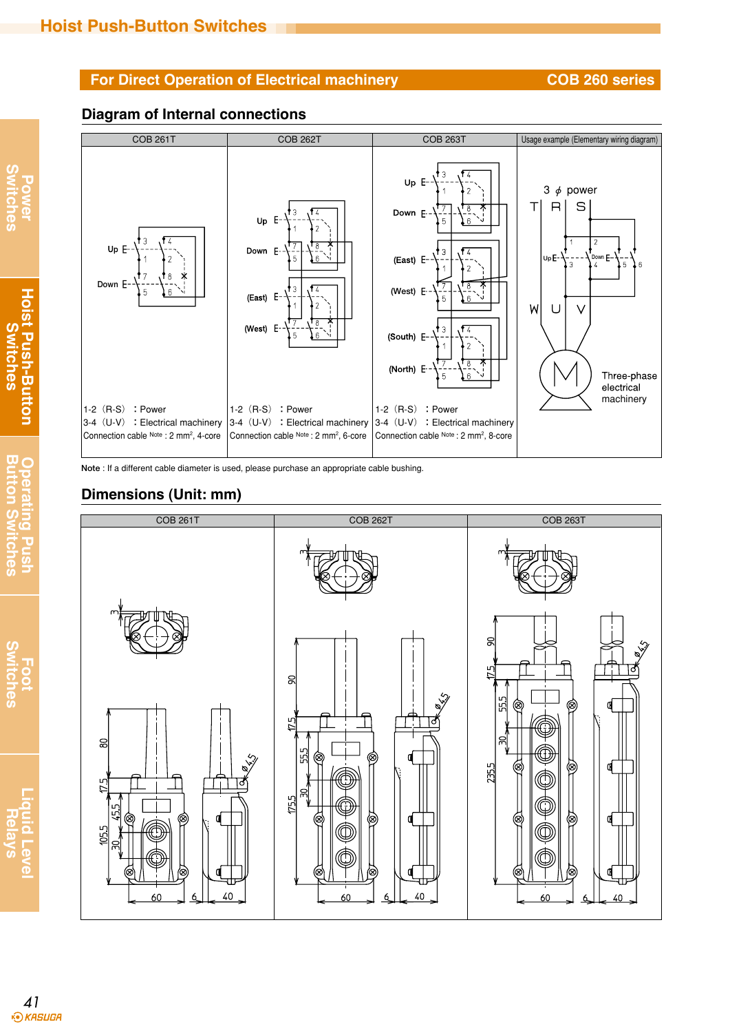## For Direct Operation of Electrical machinery — COB 260 series

### Diagram of Internal connections

| COB 261T | COB 262T | COB 263T | Usage example (Elementary wiring diagram) |
|---|---|---|---|
| Up, Down | Up, Down, (East), (West) | Up, Down, (East), (West), (South), (North) | 3 ϕ power; T R S; Up, Down; W U V; Three-phase electrical machinery |
| 1-2（R-S）：Power<br>3-4（U-V）：Electrical machinery<br>Connection cable Note : 2 mm², 4-core | 1-2（R-S）：Power<br>3-4（U-V）：Electrical machinery<br>Connection cable Note : 2 mm², 6-core | 1-2（R-S）：Power<br>3-4（U-V）：Electrical machinery<br>Connection cable Note : 2 mm², 8-core | |

**Note** : If a different cable diameter is used, please purchase an appropriate cable bushing.

### Dimensions (Unit: mm)

COB 261T

3
80
17.5
45.5
105.5
30
φ4.5
60
6
40

COB 262T

3
90
17.5
55.5
175.5
30
φ4.5
60
6
40

COB 263T

3
90
17.5
55.5
235.5
30
φ4.5
60
6
40